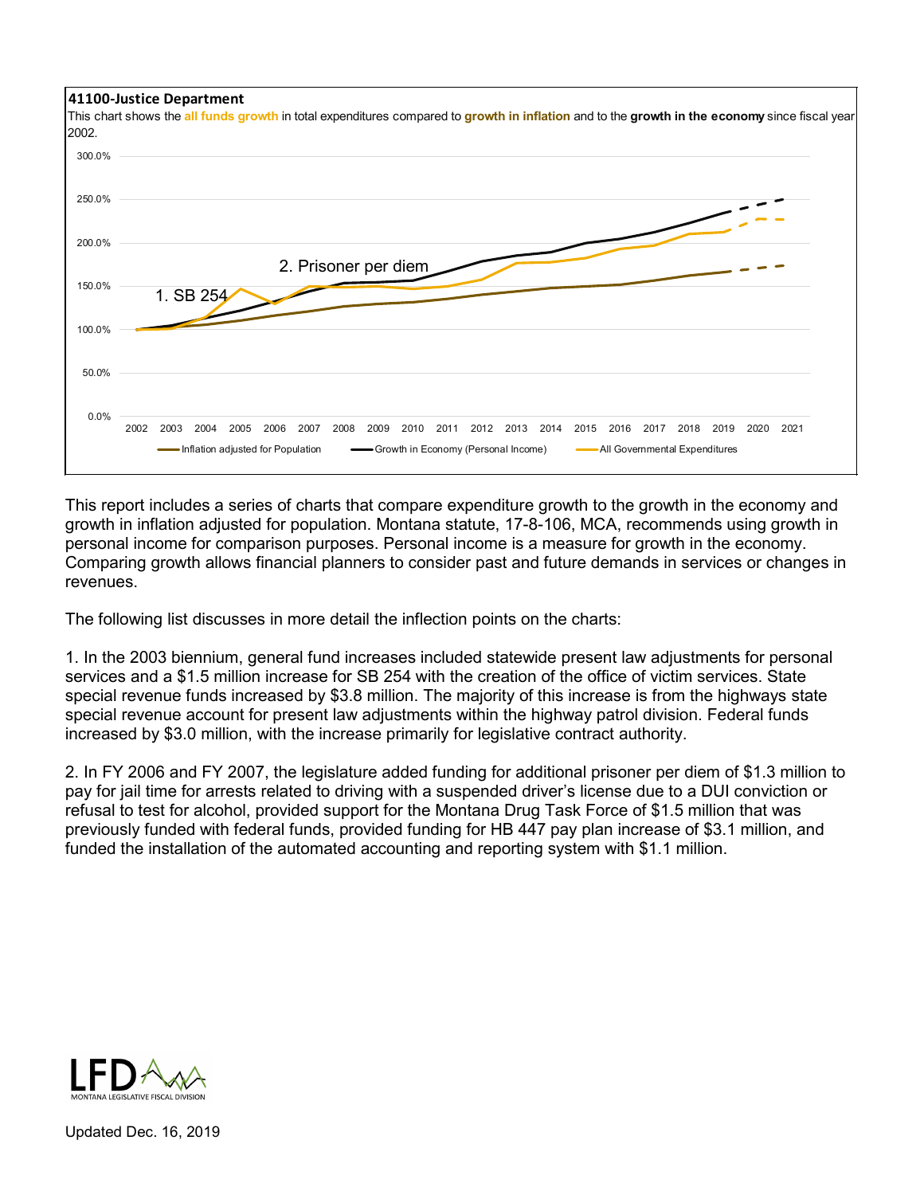**41100-Justice Department**

This chart shows the **all funds growth** in total expenditures compared to **growth in inflation** and to the **growth in the economy** since fiscal year 2002.

This report includes a series of charts that compare expenditure growth to the growth in the economy and growth in inflation adjusted for population. Montana statute, 17-8-106, MCA, recommends using growth in personal income for comparison purposes. Personal income is a measure for growth in the economy. Comparing growth allows financial planners to consider past and future demands in services or changes in revenues.

The following list discusses in more detail the inflection points on the charts:

1. In the 2003 biennium, general fund increases included statewide present law adjustments for personal services and a $1.5 million increase for SB 254 with the creation of the office of victim services. State special revenue funds increased by $3.8 million. The majority of this increase is from the highways state special revenue account for present law adjustments within the highway patrol division. Federal funds increased by $3.0 million, with the increase primarily for legislative contract authority.

2. In FY 2006 and FY 2007, the legislature added funding for additional prisoner per diem of $1.3 million to pay for jail time for arrests related to driving with a suspended driver's license due to a DUI conviction or refusal to test for alcohol, provided support for the Montana Drug Task Force of $1.5 million that was previously funded with federal funds, provided funding for HB 447 pay plan increase of $3.1 million, and funded the installation of the automated accounting and reporting system with $1.1 million.

MONTANA LEGISLATIVE FISCAL DIVISION

Updated Dec. 16, 2019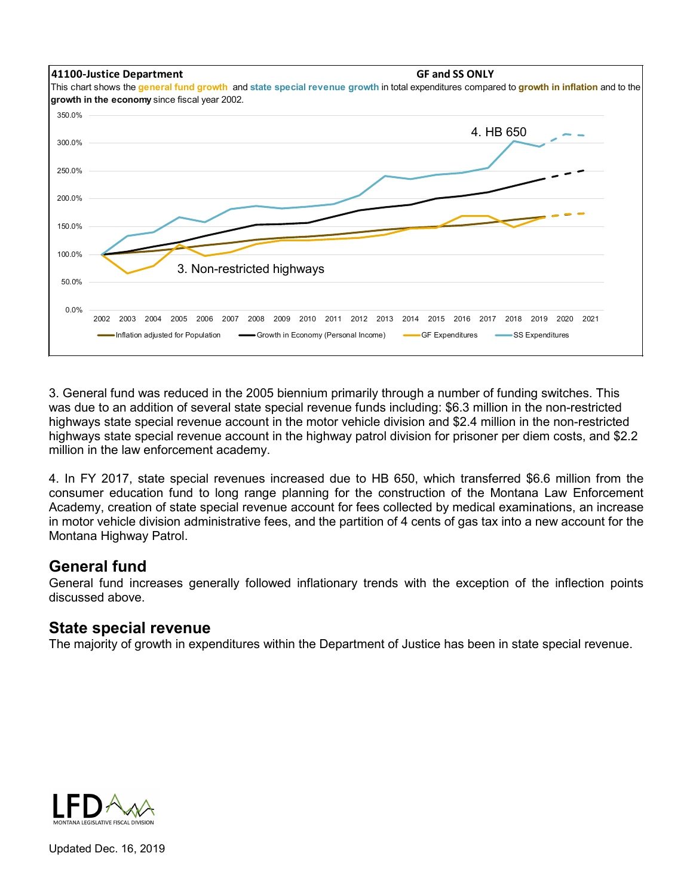41100-Justice Department

GF and SS ONLY

This chart shows the general fund growth and state special revenue growth in total expenditures compared to growth in inflation and to the growth in the economy since fiscal year 2002.

350.0%
300.0%
250.0%
200.0%
150.0%
100.0%
50.0%
0.0%

2002 2003 2004 2005 2006 2007 2008 2009 2010 2011 2012 2013 2014 2015 2016 2017 2018 2019 2020 2021

4. HB 650

3. Non-restricted highways

Inflation adjusted for Population
Growth in Economy (Personal Income)
GF Expenditures
SS Expenditures

3. General fund was reduced in the 2005 biennium primarily through a number of funding switches. This was due to an addition of several state special revenue funds including: $6.3 million in the non-restricted highways state special revenue account in the motor vehicle division and $2.4 million in the non-restricted highways state special revenue account in the highway patrol division for prisoner per diem costs, and $2.2 million in the law enforcement academy.

4. In FY 2017, state special revenues increased due to HB 650, which transferred $6.6 million from the consumer education fund to long range planning for the construction of the Montana Law Enforcement Academy, creation of state special revenue account for fees collected by medical examinations, an increase in motor vehicle division administrative fees, and the partition of 4 cents of gas tax into a new account for the Montana Highway Patrol.

## General fund

General fund increases generally followed inflationary trends with the exception of the inflection points discussed above.

## State special revenue

The majority of growth in expenditures within the Department of Justice has been in state special revenue.

LFD
MONTANA LEGISLATIVE FISCAL DIVISION

Updated Dec. 16, 2019